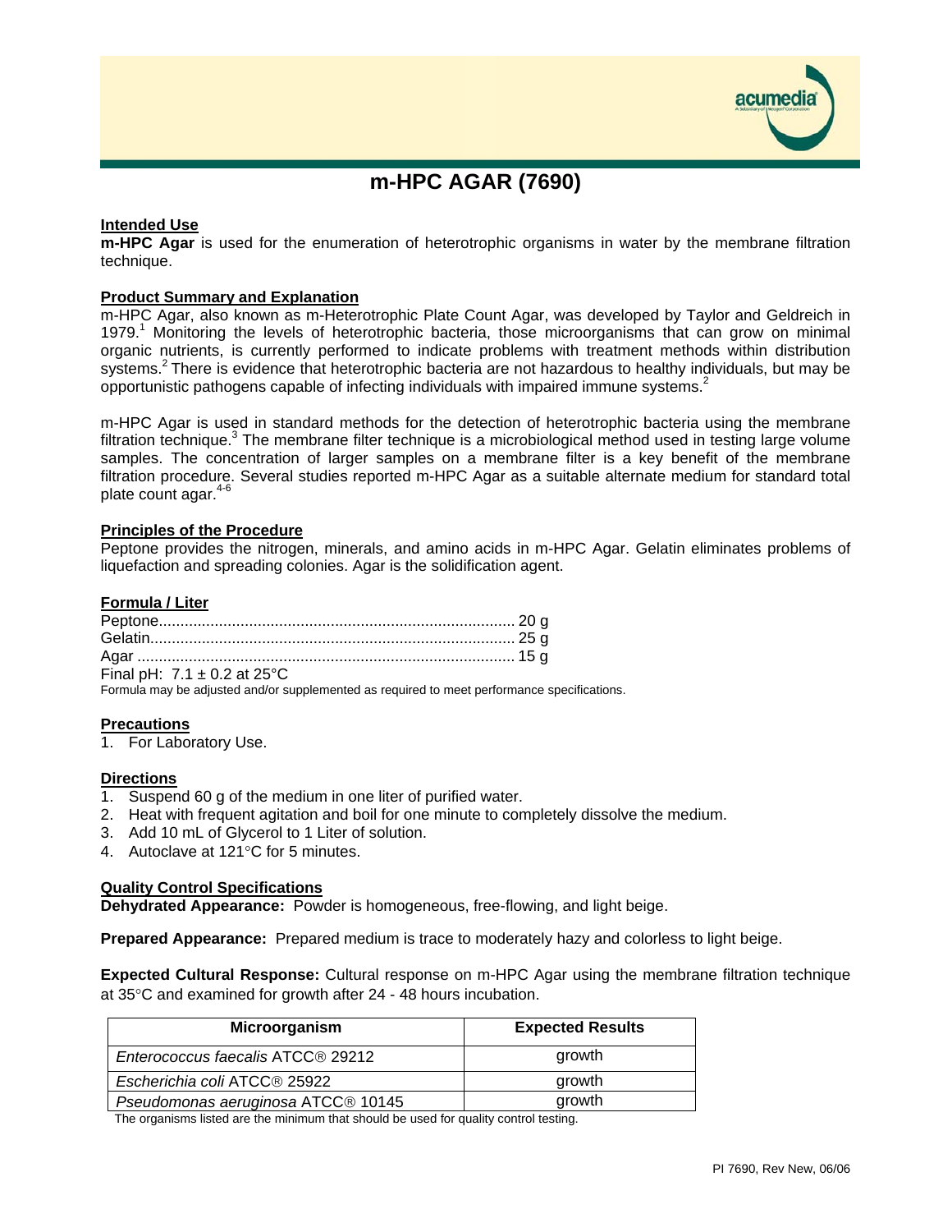# m-HPC AGAR (7690)

## Intended Use

**m-HPC Agar** is used for the enumeration of heterotrophic organisms in water by the membrane filtration technique.

## Product Summary and Explanation

m-HPC Agar, also known as m-Heterotrophic Plate Count Agar, was developed by Taylor and Geldreich in 1979.[1] Monitoring the levels of heterotrophic bacteria, those microorganisms that can grow on minimal organic nutrients, is currently performed to indicate problems with treatment methods within distribution systems.[2] There is evidence that heterotrophic bacteria are not hazardous to healthy individuals, but may be opportunistic pathogens capable of infecting individuals with impaired immune systems.[2]

m-HPC Agar is used in standard methods for the detection of heterotrophic bacteria using the membrane filtration technique.[3] The membrane filter technique is a microbiological method used in testing large volume samples. The concentration of larger samples on a membrane filter is a key benefit of the membrane filtration procedure. Several studies reported m-HPC Agar as a suitable alternate medium for standard total plate count agar.[4-6]

## Principles of the Procedure

Peptone provides the nitrogen, minerals, and amino acids in m-HPC Agar. Gelatin eliminates problems of liquefaction and spreading colonies. Agar is the solidification agent.

## Formula / Liter

Peptone .......... 20 g
Gelatin .......... 25 g
Agar .......... 15 g
Final pH: 7.1 ± 0.2 at 25°C
Formula may be adjusted and/or supplemented as required to meet performance specifications.

## Precautions

1. For Laboratory Use.

## Directions

1. Suspend 60 g of the medium in one liter of purified water.
2. Heat with frequent agitation and boil for one minute to completely dissolve the medium.
3. Add 10 mL of Glycerol to 1 Liter of solution.
4. Autoclave at 121°C for 5 minutes.

## Quality Control Specifications

**Dehydrated Appearance:** Powder is homogeneous, free-flowing, and light beige.

**Prepared Appearance:** Prepared medium is trace to moderately hazy and colorless to light beige.

**Expected Cultural Response:** Cultural response on m-HPC Agar using the membrane filtration technique at 35°C and examined for growth after 24 - 48 hours incubation.

| Microorganism | Expected Results |
|---|---|
| *Enterococcus faecalis* ATCC® 29212 | growth |
| *Escherichia coli* ATCC® 25922 | growth |
| *Pseudomonas aeruginosa* ATCC® 10145 | growth |

The organisms listed are the minimum that should be used for quality control testing.

PI 7690, Rev New, 06/06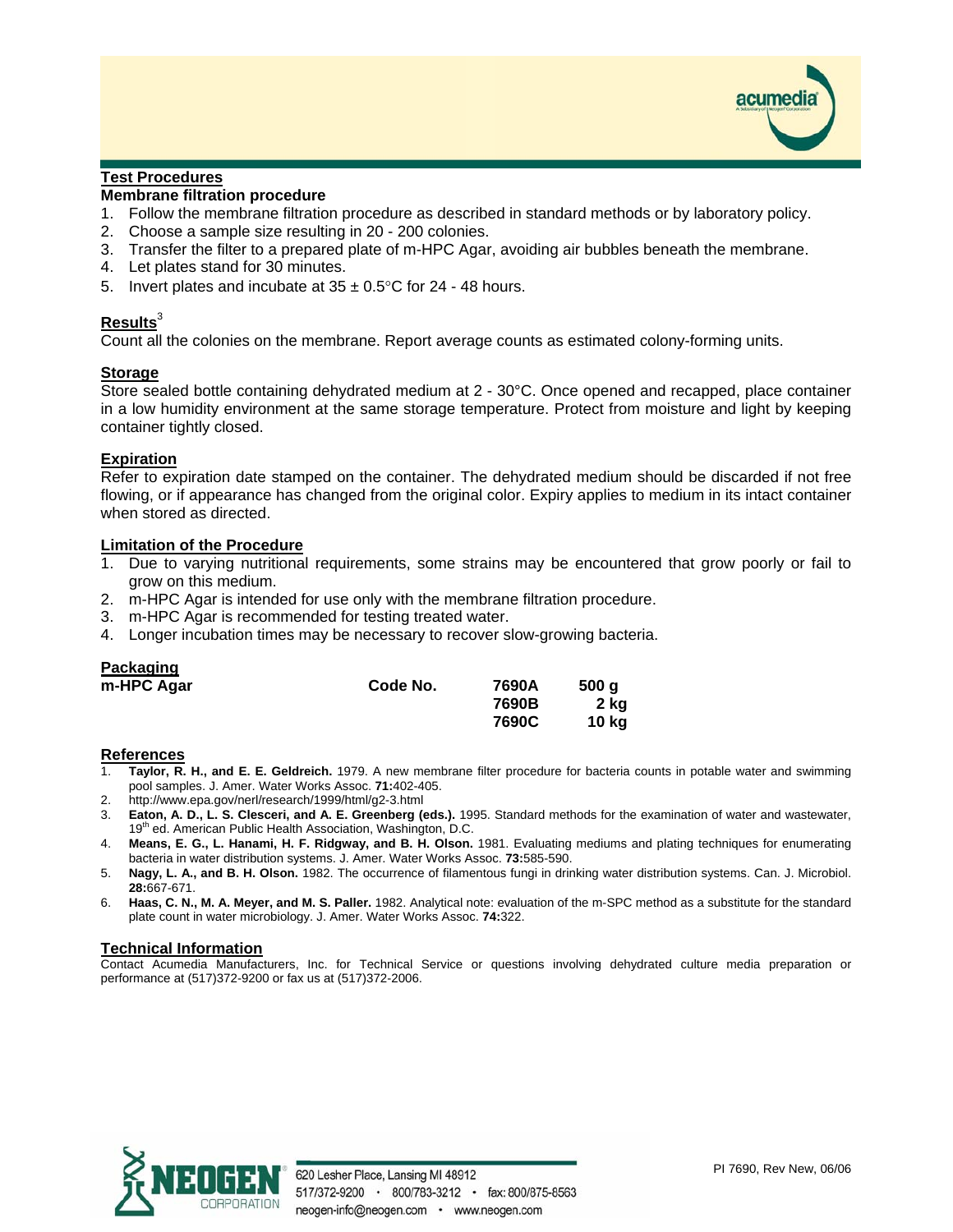## Test Procedures

### Membrane filtration procedure

1. Follow the membrane filtration procedure as described in standard methods or by laboratory policy.
2. Choose a sample size resulting in 20 - 200 colonies.
3. Transfer the filter to a prepared plate of m-HPC Agar, avoiding air bubbles beneath the membrane.
4. Let plates stand for 30 minutes.
5. Invert plates and incubate at 35 ± 0.5°C for 24 - 48 hours.

## Results[3]

Count all the colonies on the membrane. Report average counts as estimated colony-forming units.

## Storage

Store sealed bottle containing dehydrated medium at 2 - 30°C. Once opened and recapped, place container in a low humidity environment at the same storage temperature. Protect from moisture and light by keeping container tightly closed.

## Expiration

Refer to expiration date stamped on the container. The dehydrated medium should be discarded if not free flowing, or if appearance has changed from the original color. Expiry applies to medium in its intact container when stored as directed.

## Limitation of the Procedure

1. Due to varying nutritional requirements, some strains may be encountered that grow poorly or fail to grow on this medium.
2. m-HPC Agar is intended for use only with the membrane filtration procedure.
3. m-HPC Agar is recommended for testing treated water.
4. Longer incubation times may be necessary to recover slow-growing bacteria.

## Packaging

| | | | |
|---|---|---|---|
| **m-HPC Agar** | **Code No.** | **7690A** | **500 g** |
| | | **7690B** | **2 kg** |
| | | **7690C** | **10 kg** |

## References

1. **Taylor, R. H., and E. E. Geldreich.** 1979. A new membrane filter procedure for bacteria counts in potable water and swimming pool samples. J. Amer. Water Works Assoc. **71:**402-405.
2. http://www.epa.gov/nerl/research/1999/html/g2-3.html
3. **Eaton, A. D., L. S. Clesceri, and A. E. Greenberg (eds.).** 1995. Standard methods for the examination of water and wastewater, 19th ed. American Public Health Association, Washington, D.C.
4. **Means, E. G., L. Hanami, H. F. Ridgway, and B. H. Olson.** 1981. Evaluating mediums and plating techniques for enumerating bacteria in water distribution systems. J. Amer. Water Works Assoc. **73:**585-590.
5. **Nagy, L. A., and B. H. Olson.** 1982. The occurrence of filamentous fungi in drinking water distribution systems. Can. J. Microbiol. **28:**667-671.
6. **Haas, C. N., M. A. Meyer, and M. S. Paller.** 1982. Analytical note: evaluation of the m-SPC method as a substitute for the standard plate count in water microbiology. J. Amer. Water Works Assoc. **74:**322.

## Technical Information

Contact Acumedia Manufacturers, Inc. for Technical Service or questions involving dehydrated culture media preparation or performance at (517)372-9200 or fax us at (517)372-2006.

620 Lesher Place, Lansing MI 48912
517/372-9200 · 800/783-3212 · fax: 800/875-8563
neogen-info@neogen.com · www.neogen.com

PI 7690, Rev New, 06/06